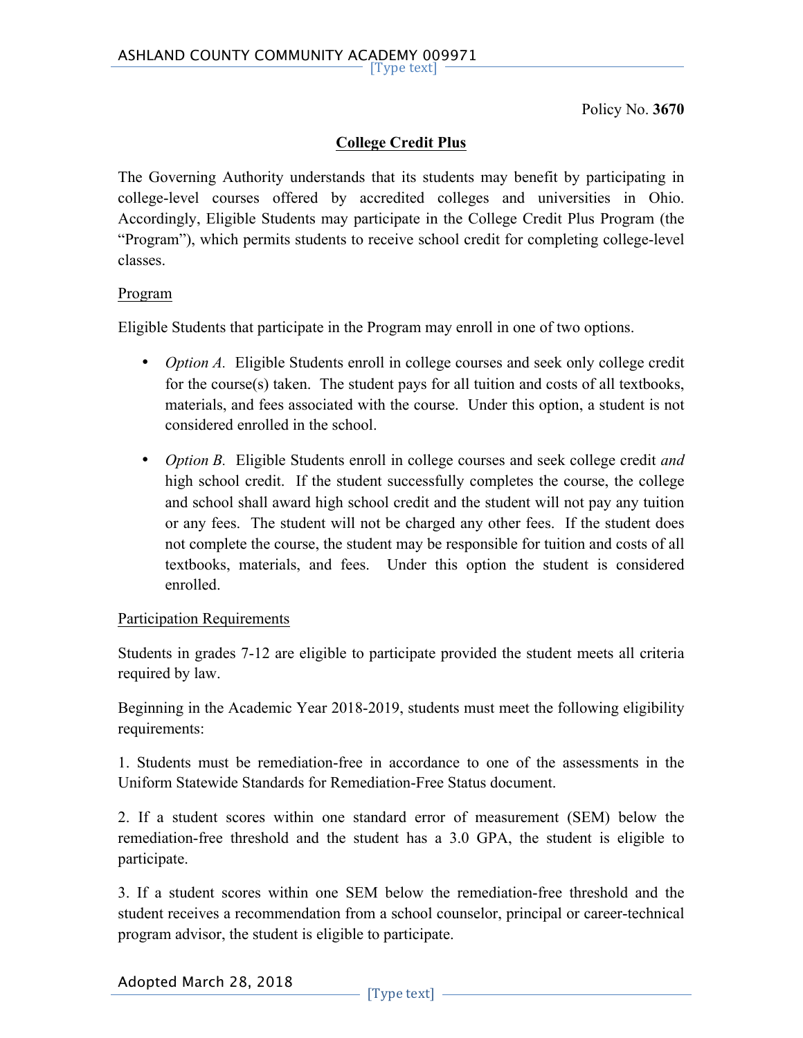Policy No. **3670**

## College Credit Plus

The Governing Authority understands that its students may benefit by participating in college-level courses offered by accredited colleges and universities in Ohio. Accordingly, Eligible Students may participate in the College Credit Plus Program (the "Program"), which permits students to receive school credit for completing college-level classes.

### Program

Eligible Students that participate in the Program may enroll in one of two options.

- *Option A.* Eligible Students enroll in college courses and seek only college credit for the course(s) taken. The student pays for all tuition and costs of all textbooks, materials, and fees associated with the course. Under this option, a student is not considered enrolled in the school.

- *Option B.* Eligible Students enroll in college courses and seek college credit *and* high school credit. If the student successfully completes the course, the college and school shall award high school credit and the student will not pay any tuition or any fees. The student will not be charged any other fees. If the student does not complete the course, the student may be responsible for tuition and costs of all textbooks, materials, and fees. Under this option the student is considered enrolled.

### Participation Requirements

Students in grades 7-12 are eligible to participate provided the student meets all criteria required by law.

Beginning in the Academic Year 2018-2019, students must meet the following eligibility requirements:

1. Students must be remediation-free in accordance to one of the assessments in the Uniform Statewide Standards for Remediation-Free Status document.

2. If a student scores within one standard error of measurement (SEM) below the remediation-free threshold and the student has a 3.0 GPA, the student is eligible to participate.

3. If a student scores within one SEM below the remediation-free threshold and the student receives a recommendation from a school counselor, principal or career-technical program advisor, the student is eligible to participate.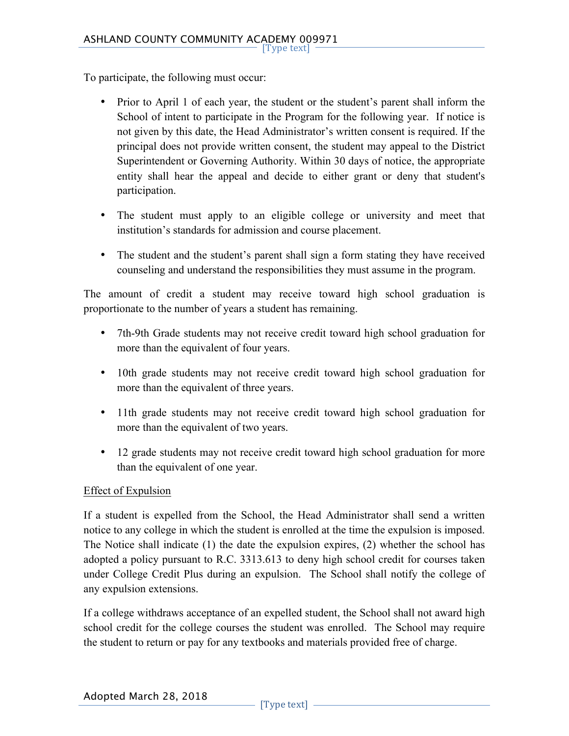To participate, the following must occur:

- Prior to April 1 of each year, the student or the student's parent shall inform the School of intent to participate in the Program for the following year. If notice is not given by this date, the Head Administrator's written consent is required. If the principal does not provide written consent, the student may appeal to the District Superintendent or Governing Authority. Within 30 days of notice, the appropriate entity shall hear the appeal and decide to either grant or deny that student's participation.

- The student must apply to an eligible college or university and meet that institution's standards for admission and course placement.

- The student and the student's parent shall sign a form stating they have received counseling and understand the responsibilities they must assume in the program.

The amount of credit a student may receive toward high school graduation is proportionate to the number of years a student has remaining.

- 7th-9th Grade students may not receive credit toward high school graduation for more than the equivalent of four years.

- 10th grade students may not receive credit toward high school graduation for more than the equivalent of three years.

- 11th grade students may not receive credit toward high school graduation for more than the equivalent of two years.

- 12 grade students may not receive credit toward high school graduation for more than the equivalent of one year.

<u>Effect of Expulsion</u>

If a student is expelled from the School, the Head Administrator shall send a written notice to any college in which the student is enrolled at the time the expulsion is imposed. The Notice shall indicate (1) the date the expulsion expires, (2) whether the school has adopted a policy pursuant to R.C. 3313.613 to deny high school credit for courses taken under College Credit Plus during an expulsion. The School shall notify the college of any expulsion extensions.

If a college withdraws acceptance of an expelled student, the School shall not award high school credit for the college courses the student was enrolled. The School may require the student to return or pay for any textbooks and materials provided free of charge.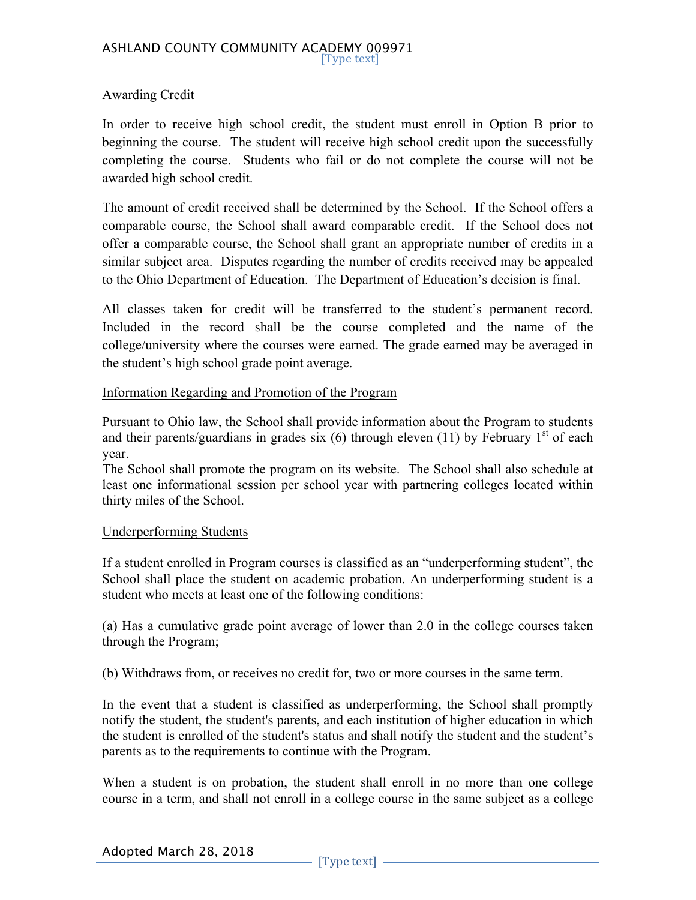Awarding Credit

In order to receive high school credit, the student must enroll in Option B prior to beginning the course. The student will receive high school credit upon the successfully completing the course. Students who fail or do not complete the course will not be awarded high school credit.

The amount of credit received shall be determined by the School. If the School offers a comparable course, the School shall award comparable credit. If the School does not offer a comparable course, the School shall grant an appropriate number of credits in a similar subject area. Disputes regarding the number of credits received may be appealed to the Ohio Department of Education. The Department of Education's decision is final.

All classes taken for credit will be transferred to the student's permanent record. Included in the record shall be the course completed and the name of the college/university where the courses were earned. The grade earned may be averaged in the student's high school grade point average.

Information Regarding and Promotion of the Program

Pursuant to Ohio law, the School shall provide information about the Program to students and their parents/guardians in grades six (6) through eleven (11) by February 1st of each year.
The School shall promote the program on its website. The School shall also schedule at least one informational session per school year with partnering colleges located within thirty miles of the School.

Underperforming Students

If a student enrolled in Program courses is classified as an "underperforming student", the School shall place the student on academic probation. An underperforming student is a student who meets at least one of the following conditions:

(a) Has a cumulative grade point average of lower than 2.0 in the college courses taken through the Program;

(b) Withdraws from, or receives no credit for, two or more courses in the same term.

In the event that a student is classified as underperforming, the School shall promptly notify the student, the student's parents, and each institution of higher education in which the student is enrolled of the student's status and shall notify the student and the student's parents as to the requirements to continue with the Program.

When a student is on probation, the student shall enroll in no more than one college course in a term, and shall not enroll in a college course in the same subject as a college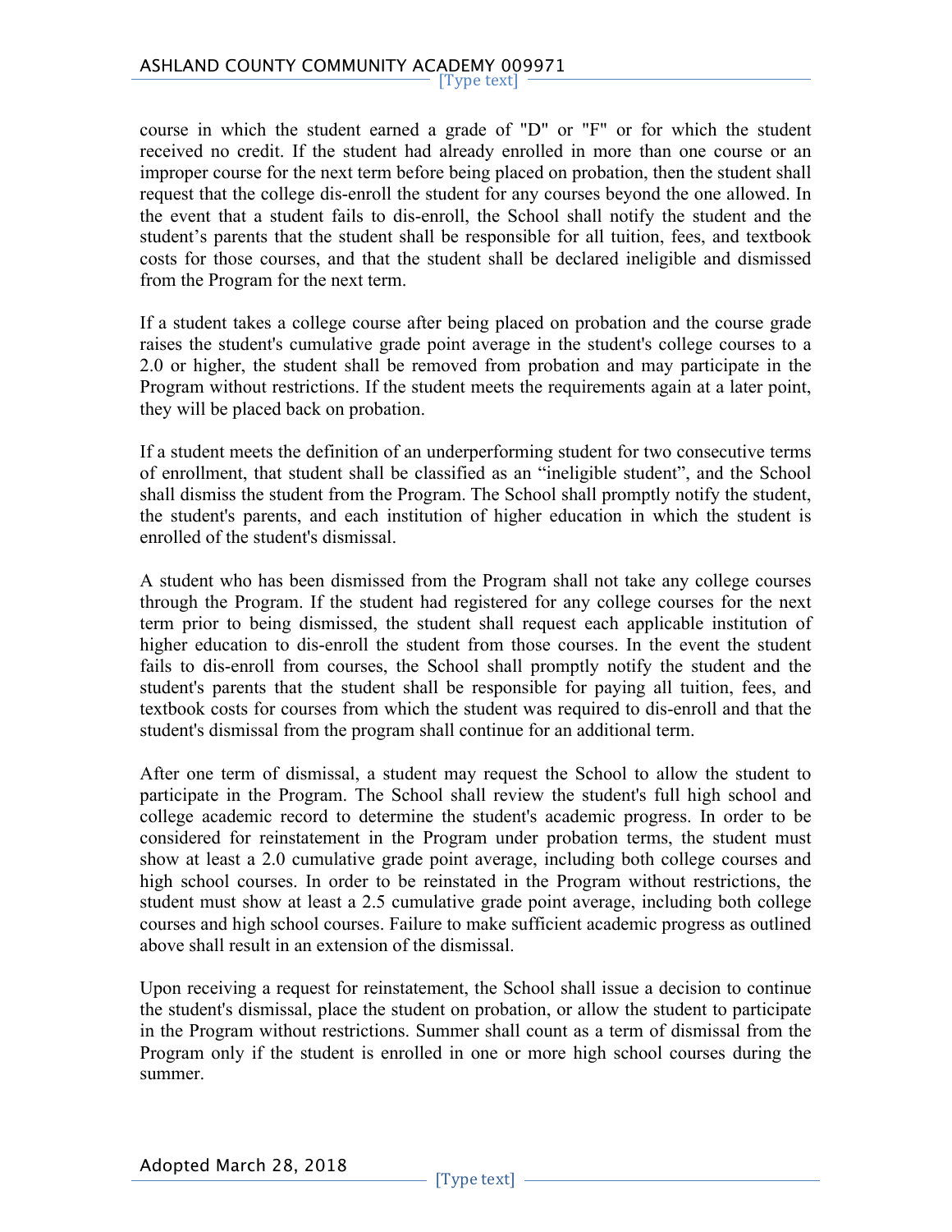course in which the student earned a grade of "D" or "F" or for which the student received no credit. If the student had already enrolled in more than one course or an improper course for the next term before being placed on probation, then the student shall request that the college dis-enroll the student for any courses beyond the one allowed. In the event that a student fails to dis-enroll, the School shall notify the student and the student's parents that the student shall be responsible for all tuition, fees, and textbook costs for those courses, and that the student shall be declared ineligible and dismissed from the Program for the next term.

If a student takes a college course after being placed on probation and the course grade raises the student's cumulative grade point average in the student's college courses to a 2.0 or higher, the student shall be removed from probation and may participate in the Program without restrictions. If the student meets the requirements again at a later point, they will be placed back on probation.

If a student meets the definition of an underperforming student for two consecutive terms of enrollment, that student shall be classified as an "ineligible student", and the School shall dismiss the student from the Program. The School shall promptly notify the student, the student's parents, and each institution of higher education in which the student is enrolled of the student's dismissal.

A student who has been dismissed from the Program shall not take any college courses through the Program. If the student had registered for any college courses for the next term prior to being dismissed, the student shall request each applicable institution of higher education to dis-enroll the student from those courses. In the event the student fails to dis-enroll from courses, the School shall promptly notify the student and the student's parents that the student shall be responsible for paying all tuition, fees, and textbook costs for courses from which the student was required to dis-enroll and that the student's dismissal from the program shall continue for an additional term.

After one term of dismissal, a student may request the School to allow the student to participate in the Program. The School shall review the student's full high school and college academic record to determine the student's academic progress. In order to be considered for reinstatement in the Program under probation terms, the student must show at least a 2.0 cumulative grade point average, including both college courses and high school courses. In order to be reinstated in the Program without restrictions, the student must show at least a 2.5 cumulative grade point average, including both college courses and high school courses. Failure to make sufficient academic progress as outlined above shall result in an extension of the dismissal.

Upon receiving a request for reinstatement, the School shall issue a decision to continue the student's dismissal, place the student on probation, or allow the student to participate in the Program without restrictions. Summer shall count as a term of dismissal from the Program only if the student is enrolled in one or more high school courses during the summer.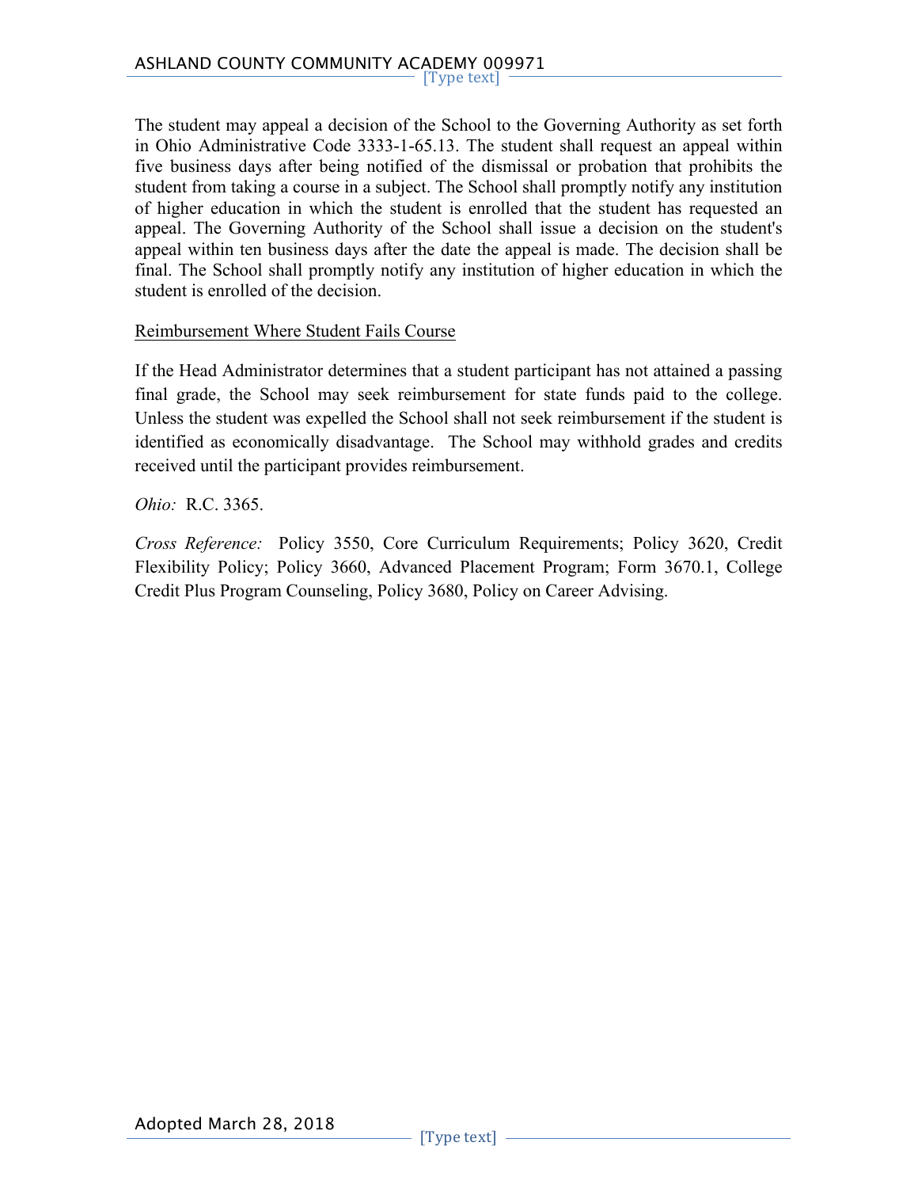The student may appeal a decision of the School to the Governing Authority as set forth in Ohio Administrative Code 3333-1-65.13. The student shall request an appeal within five business days after being notified of the dismissal or probation that prohibits the student from taking a course in a subject. The School shall promptly notify any institution of higher education in which the student is enrolled that the student has requested an appeal. The Governing Authority of the School shall issue a decision on the student's appeal within ten business days after the date the appeal is made. The decision shall be final. The School shall promptly notify any institution of higher education in which the student is enrolled of the decision.

Reimbursement Where Student Fails Course

If the Head Administrator determines that a student participant has not attained a passing final grade, the School may seek reimbursement for state funds paid to the college. Unless the student was expelled the School shall not seek reimbursement if the student is identified as economically disadvantage. The School may withhold grades and credits received until the participant provides reimbursement.

*Ohio:* R.C. 3365.

*Cross Reference:* Policy 3550, Core Curriculum Requirements; Policy 3620, Credit Flexibility Policy; Policy 3660, Advanced Placement Program; Form 3670.1, College Credit Plus Program Counseling, Policy 3680, Policy on Career Advising.

Adopted March 28, 2018